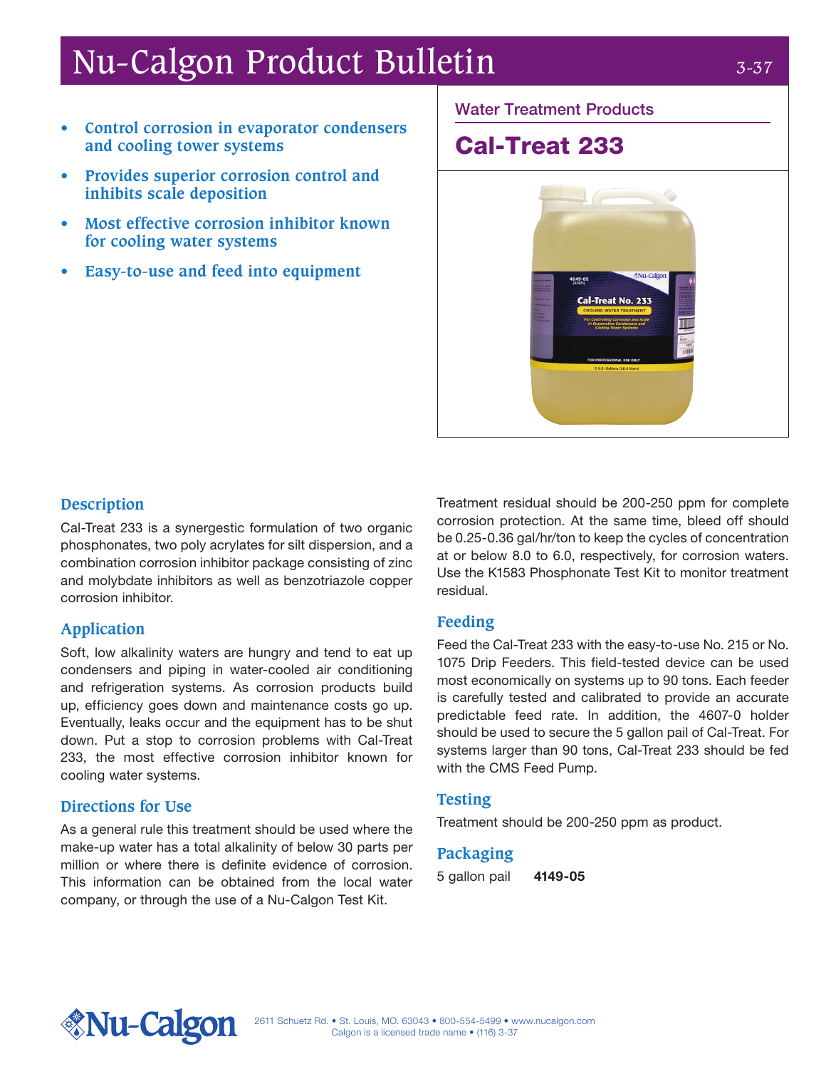# Nu-Calgon Product Bulletin

3-37

## Water Treatment Products

# Cal-Treat 233

- **Control corrosion in evaporator condensers and cooling tower systems**
- **Provides superior corrosion control and inhibits scale deposition**
- **Most effective corrosion inhibitor known for cooling water systems**
- **Easy-to-use and feed into equipment**

## Description

Cal-Treat 233 is a synergestic formulation of two organic phosphonates, two poly acrylates for silt dispersion, and a combination corrosion inhibitor package consisting of zinc and molybdate inhibitors as well as benzotriazole copper corrosion inhibitor.

## Application

Soft, low alkalinity waters are hungry and tend to eat up condensers and piping in water-cooled air conditioning and refrigeration systems. As corrosion products build up, efficiency goes down and maintenance costs go up. Eventually, leaks occur and the equipment has to be shut down. Put a stop to corrosion problems with Cal-Treat 233, the most effective corrosion inhibitor known for cooling water systems.

## Directions for Use

As a general rule this treatment should be used where the make-up water has a total alkalinity of below 30 parts per million or where there is definite evidence of corrosion. This information can be obtained from the local water company, or through the use of a Nu-Calgon Test Kit.

Treatment residual should be 200-250 ppm for complete corrosion protection. At the same time, bleed off should be 0.25-0.36 gal/hr/ton to keep the cycles of concentration at or below 8.0 to 6.0, respectively, for corrosion waters. Use the K1583 Phosphonate Test Kit to monitor treatment residual.

## Feeding

Feed the Cal-Treat 233 with the easy-to-use No. 215 or No. 1075 Drip Feeders. This field-tested device can be used most economically on systems up to 90 tons. Each feeder is carefully tested and calibrated to provide an accurate predictable feed rate. In addition, the 4607-0 holder should be used to secure the 5 gallon pail of Cal-Treat. For systems larger than 90 tons, Cal-Treat 233 should be fed with the CMS Feed Pump.

## Testing

Treatment should be 200-250 ppm as product.

## Packaging

5 gallon pail **4149-05**

Nu-Calgon

2611 Schuetz Rd. • St. Louis, MO. 63043 • 800-554-5499 • www.nucalgon.com
Calgon is a licensed trade name • (116) 3-37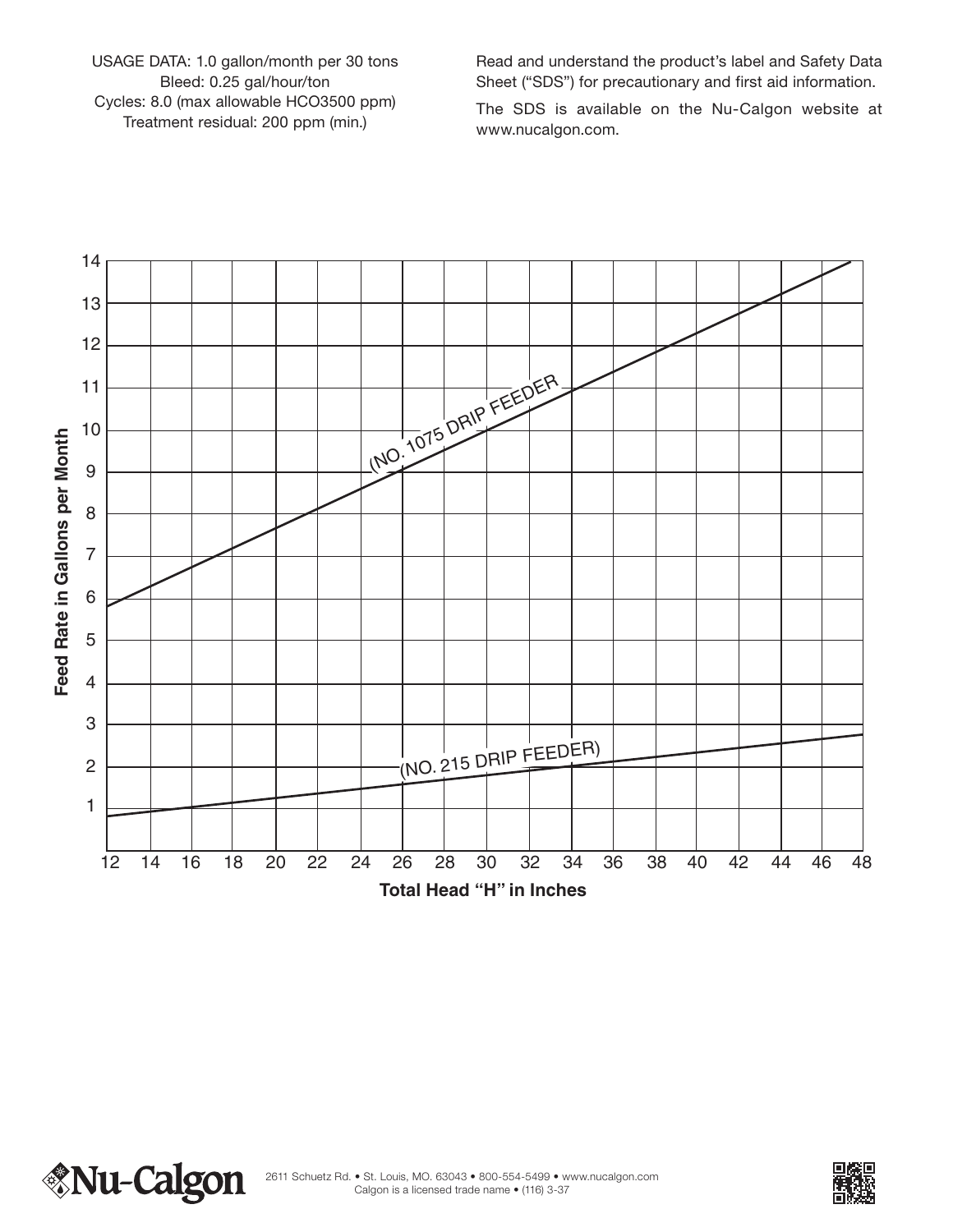USAGE DATA: 1.0 gallon/month per 30 tons
Bleed: 0.25 gal/hour/ton
Cycles: 8.0 (max allowable HCO3500 ppm)
Treatment residual: 200 ppm (min.)

Read and understand the product's label and Safety Data Sheet ("SDS") for precautionary and first aid information.

The SDS is available on the Nu-Calgon website at www.nucalgon.com.

Feed Rate in Gallons per Month

14
13
12
11
10
9
8
7
6
5
4
3
2
1

(NO. 1075 DRIP FEEDER)

(NO. 215 DRIP FEEDER)

12 14 16 18 20 22 24 26 28 30 32 34 36 38 40 42 44 46 48

Total Head "H" in Inches

Nu-Calgon

2611 Schuetz Rd. • St. Louis, MO. 63043 • 800-554-5499 • www.nucalgon.com
Calgon is a licensed trade name • (116) 3-37